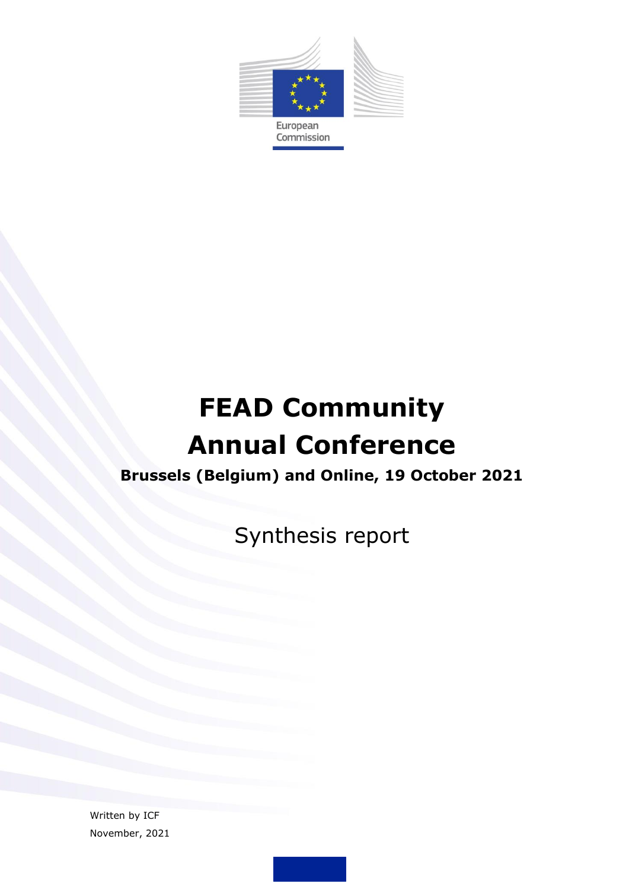European Commission

# FEAD Community Annual Conference

**Brussels (Belgium) and Online, 19 October 2021**

Synthesis report

Written by ICF
November, 2021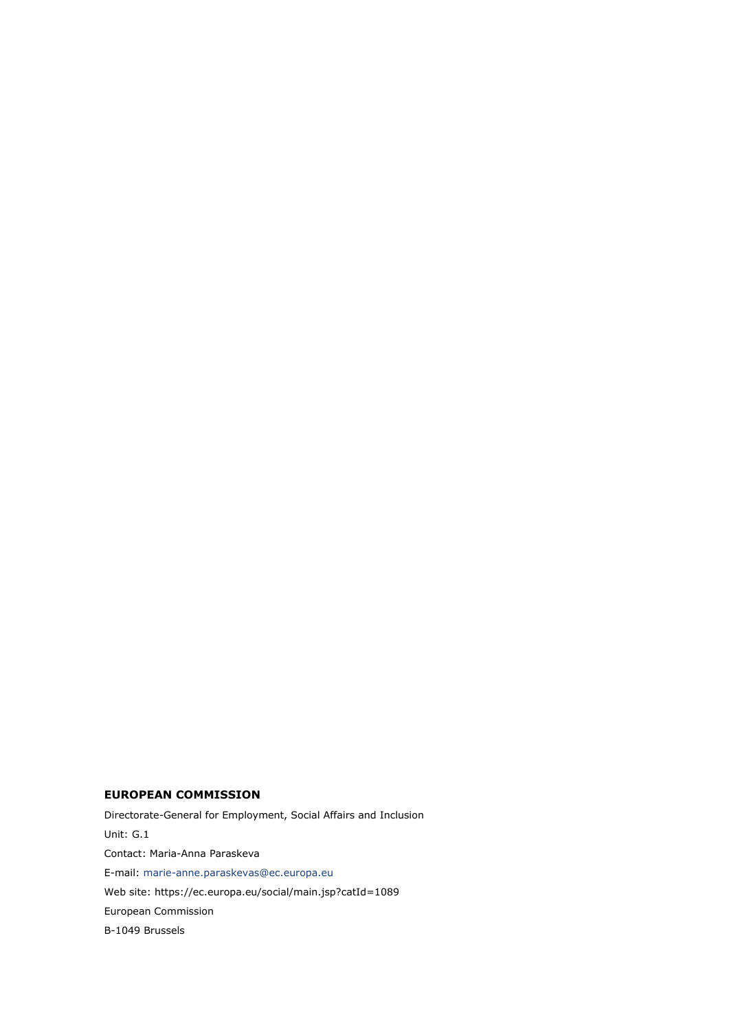**EUROPEAN COMMISSION**

Directorate-General for Employment, Social Affairs and Inclusion

Unit: G.1

Contact: Maria-Anna Paraskeva

E-mail: marie-anne.paraskevas@ec.europa.eu

Web site: https://ec.europa.eu/social/main.jsp?catId=1089

European Commission

B-1049 Brussels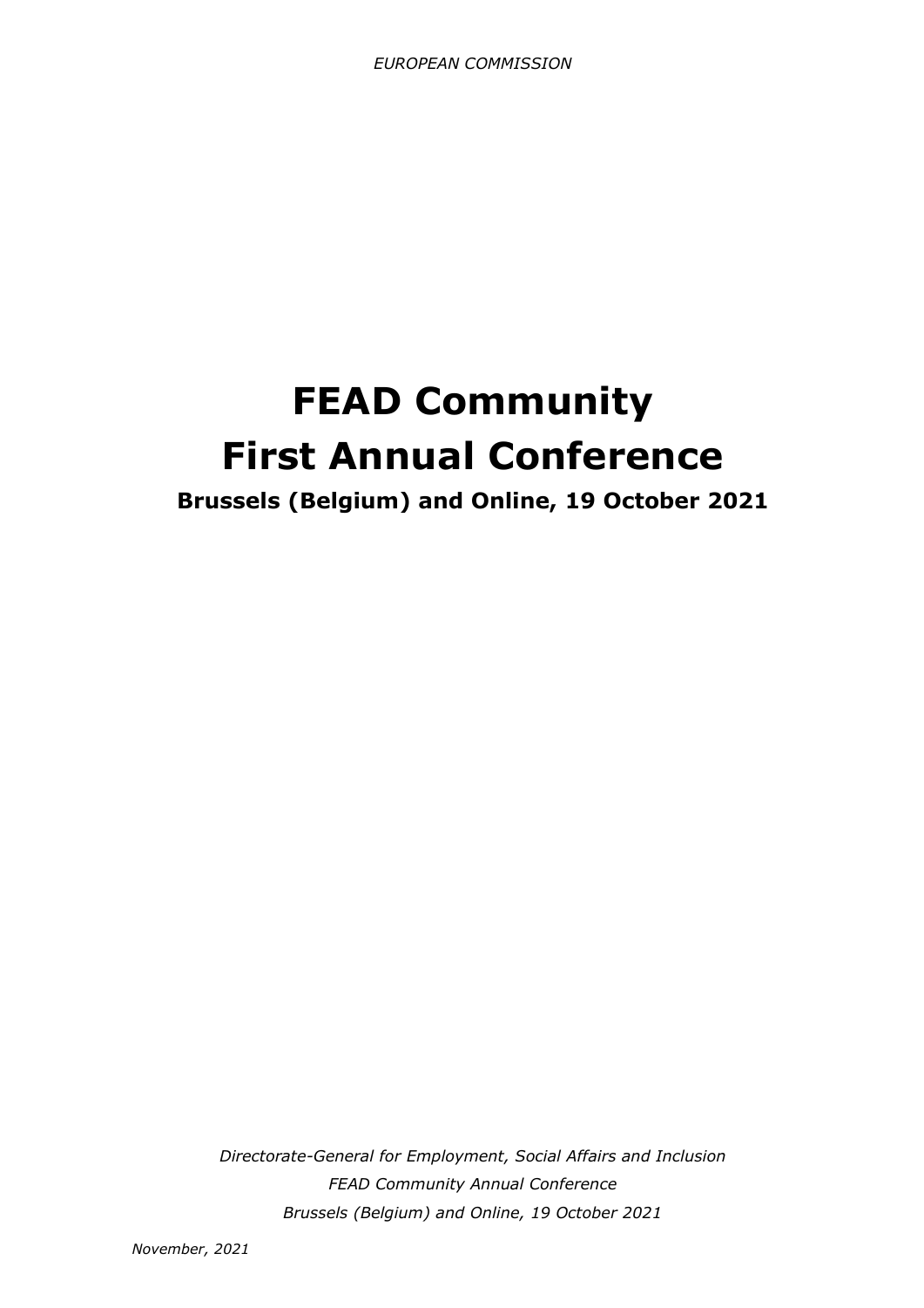*EUROPEAN COMMISSION*

# FEAD Community First Annual Conference

## Brussels (Belgium) and Online, 19 October 2021

*Directorate-General for Employment, Social Affairs and Inclusion*

*FEAD Community Annual Conference*

*Brussels (Belgium) and Online, 19 October 2021*

*November, 2021*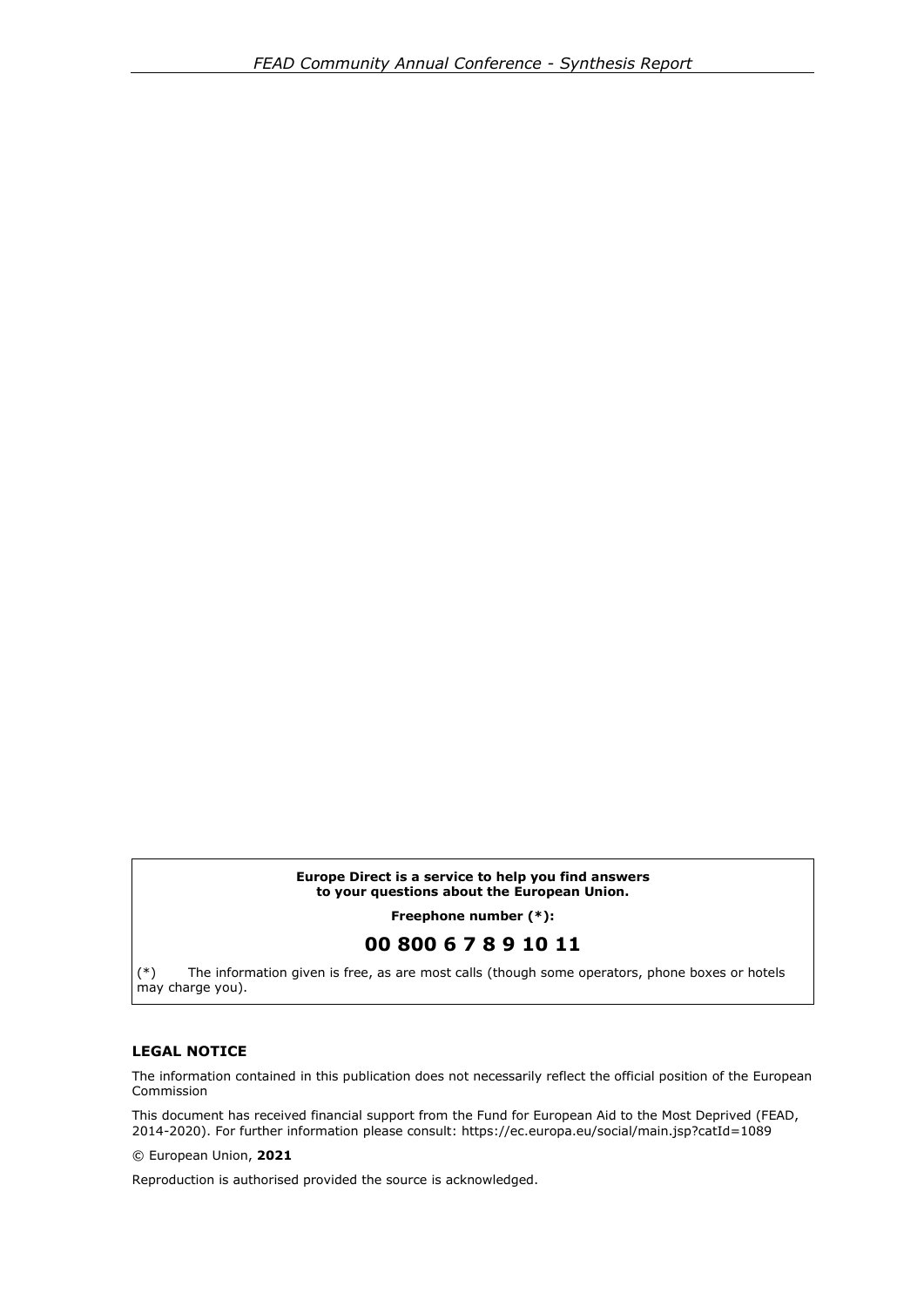**Europe Direct is a service to help you find answers to your questions about the European Union.**

**Freephone number (*):**

## 00 800 6 7 8 9 10 11

(*) The information given is free, as are most calls (though some operators, phone boxes or hotels may charge you).

**LEGAL NOTICE**

The information contained in this publication does not necessarily reflect the official position of the European Commission

This document has received financial support from the Fund for European Aid to the Most Deprived (FEAD, 2014-2020). For further information please consult: https://ec.europa.eu/social/main.jsp?catId=1089

© European Union, **2021**

Reproduction is authorised provided the source is acknowledged.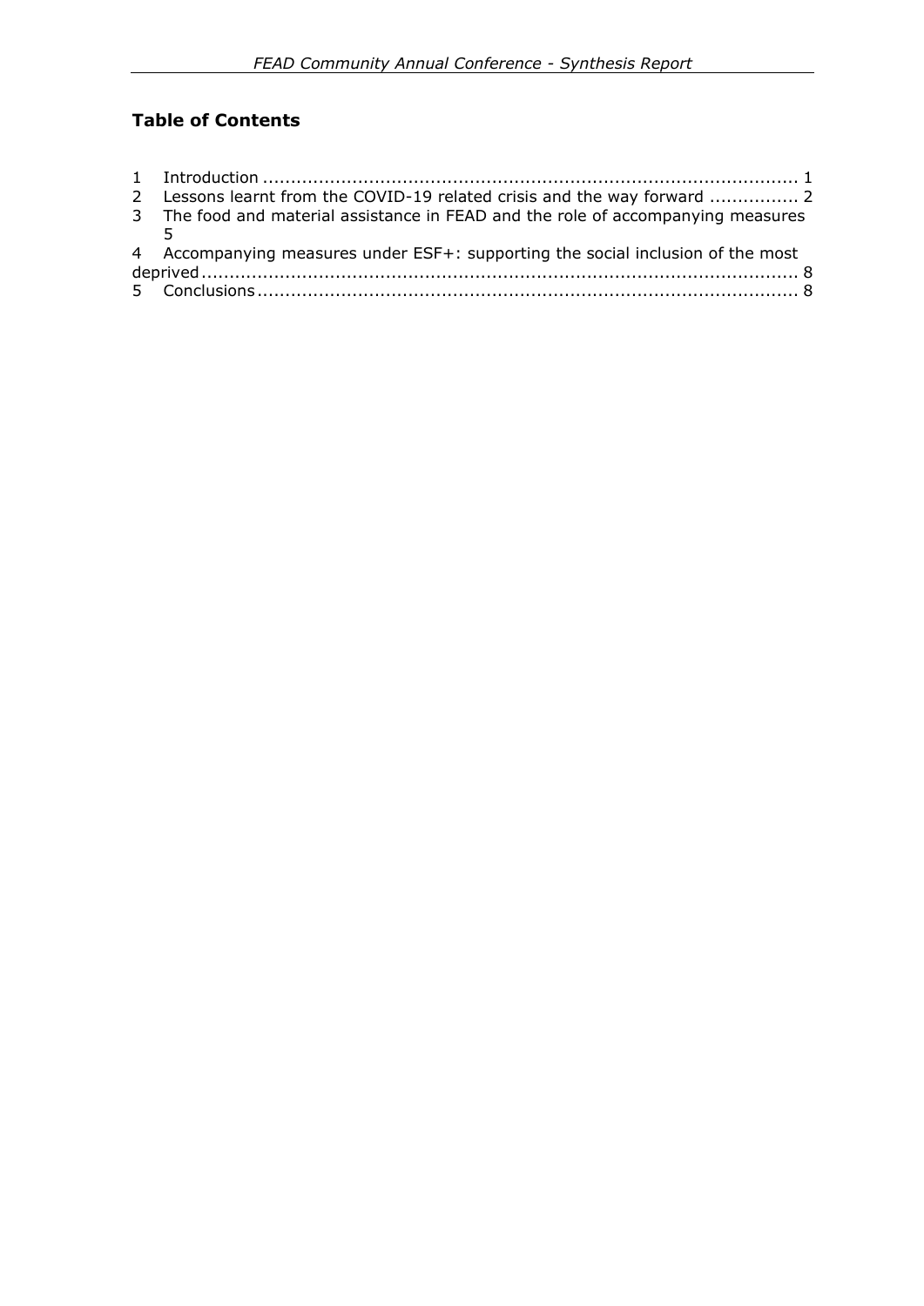## Table of Contents

1 Introduction ............................................................................................... 1
2 Lessons learnt from the COVID-19 related crisis and the way forward ............... 2
3 The food and material assistance in FEAD and the role of accompanying measures 5
4 Accompanying measures under ESF+: supporting the social inclusion of the most deprived.......................................................................................................... 8
5 Conclusions................................................................................................ 8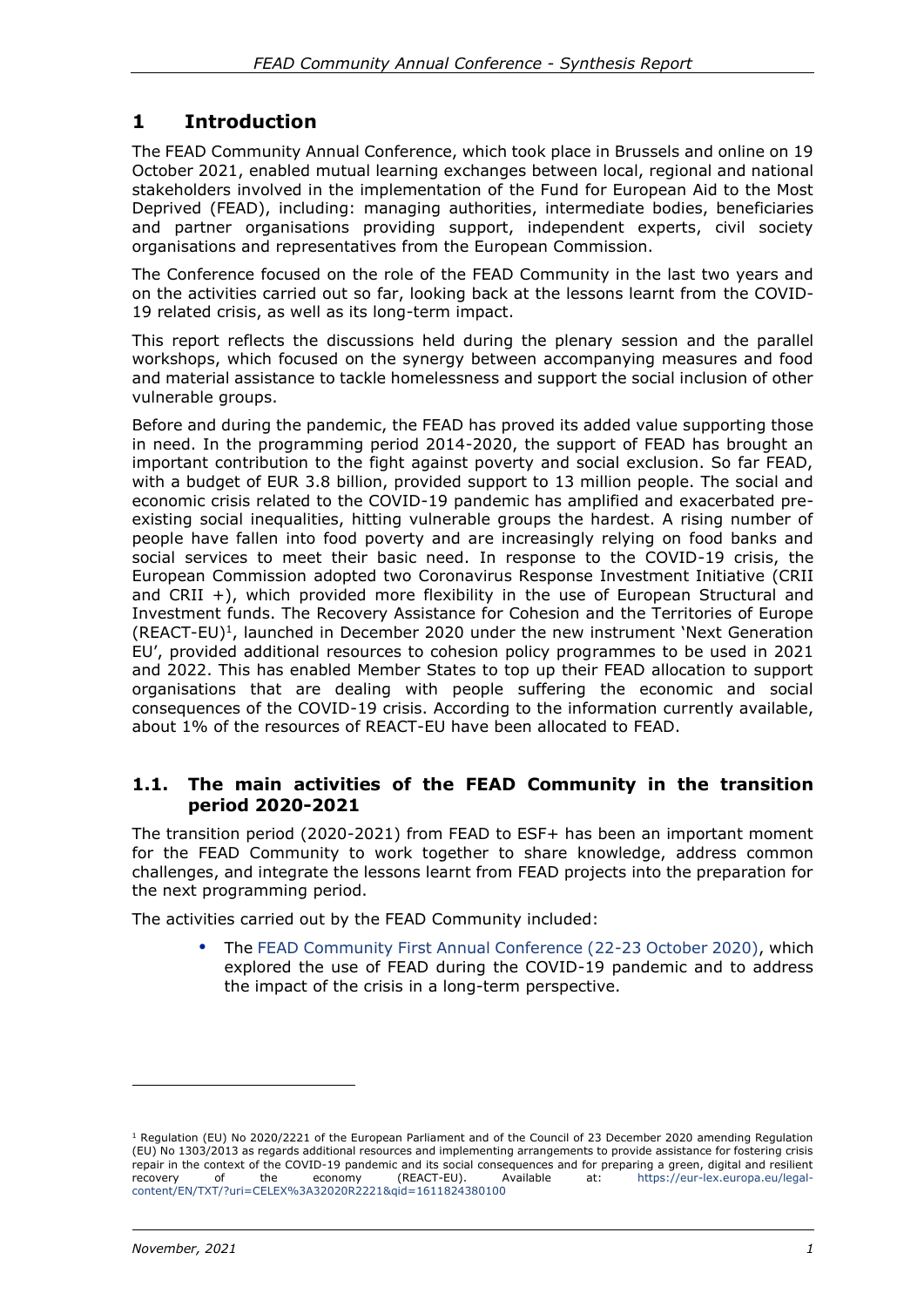# 1 Introduction

The FEAD Community Annual Conference, which took place in Brussels and online on 19 October 2021, enabled mutual learning exchanges between local, regional and national stakeholders involved in the implementation of the Fund for European Aid to the Most Deprived (FEAD), including: managing authorities, intermediate bodies, beneficiaries and partner organisations providing support, independent experts, civil society organisations and representatives from the European Commission.

The Conference focused on the role of the FEAD Community in the last two years and on the activities carried out so far, looking back at the lessons learnt from the COVID-19 related crisis, as well as its long-term impact.

This report reflects the discussions held during the plenary session and the parallel workshops, which focused on the synergy between accompanying measures and food and material assistance to tackle homelessness and support the social inclusion of other vulnerable groups.

Before and during the pandemic, the FEAD has proved its added value supporting those in need. In the programming period 2014-2020, the support of FEAD has brought an important contribution to the fight against poverty and social exclusion. So far FEAD, with a budget of EUR 3.8 billion, provided support to 13 million people. The social and economic crisis related to the COVID-19 pandemic has amplified and exacerbated pre-existing social inequalities, hitting vulnerable groups the hardest. A rising number of people have fallen into food poverty and are increasingly relying on food banks and social services to meet their basic need. In response to the COVID-19 crisis, the European Commission adopted two Coronavirus Response Investment Initiative (CRII and CRII +), which provided more flexibility in the use of European Structural and Investment funds. The Recovery Assistance for Cohesion and the Territories of Europe (REACT-EU)[1], launched in December 2020 under the new instrument 'Next Generation EU', provided additional resources to cohesion policy programmes to be used in 2021 and 2022. This has enabled Member States to top up their FEAD allocation to support organisations that are dealing with people suffering the economic and social consequences of the COVID-19 crisis. According to the information currently available, about 1% of the resources of REACT-EU have been allocated to FEAD.

## 1.1. The main activities of the FEAD Community in the transition period 2020-2021

The transition period (2020-2021) from FEAD to ESF+ has been an important moment for the FEAD Community to work together to share knowledge, address common challenges, and integrate the lessons learnt from FEAD projects into the preparation for the next programming period.

The activities carried out by the FEAD Community included:

- The FEAD Community First Annual Conference (22-23 October 2020), which explored the use of FEAD during the COVID-19 pandemic and to address the impact of the crisis in a long-term perspective.

[1] Regulation (EU) No 2020/2221 of the European Parliament and of the Council of 23 December 2020 amending Regulation (EU) No 1303/2013 as regards additional resources and implementing arrangements to provide assistance for fostering crisis repair in the context of the COVID-19 pandemic and its social consequences and for preparing a green, digital and resilient recovery of the economy (REACT-EU). Available at: https://eur-lex.europa.eu/legal-content/EN/TXT/?uri=CELEX%3A32020R2221&qid=1611824380100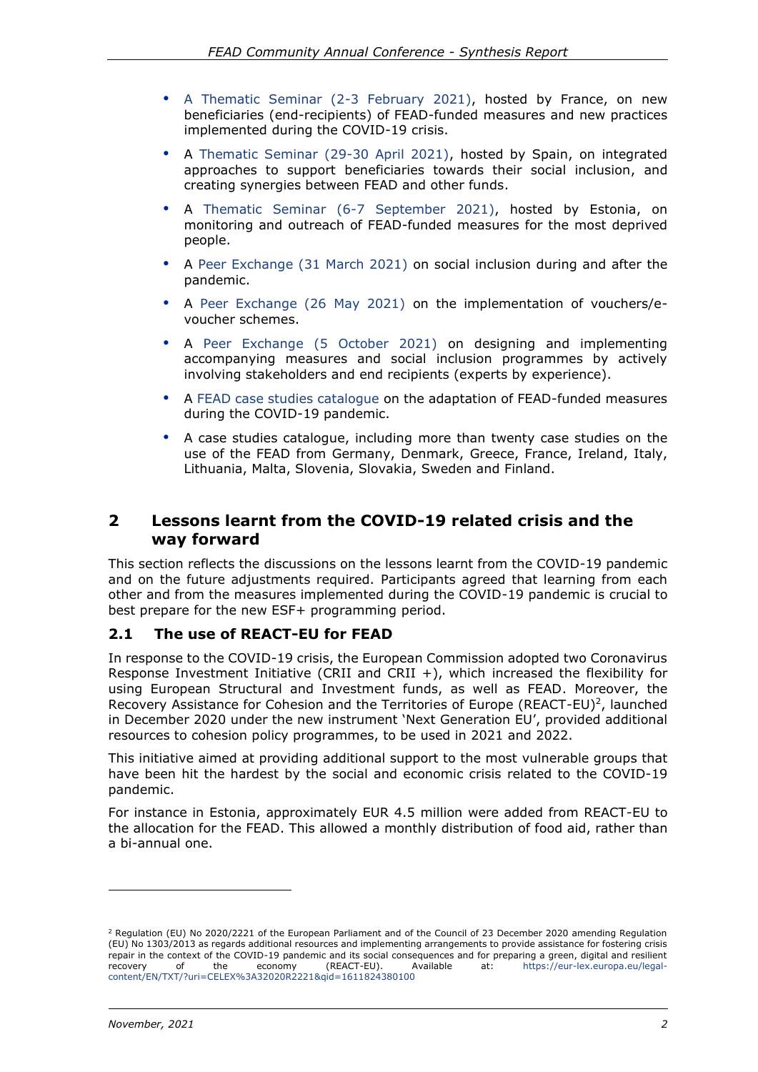- A Thematic Seminar (2-3 February 2021), hosted by France, on new beneficiaries (end-recipients) of FEAD-funded measures and new practices implemented during the COVID-19 crisis.
- A Thematic Seminar (29-30 April 2021), hosted by Spain, on integrated approaches to support beneficiaries towards their social inclusion, and creating synergies between FEAD and other funds.
- A Thematic Seminar (6-7 September 2021), hosted by Estonia, on monitoring and outreach of FEAD-funded measures for the most deprived people.
- A Peer Exchange (31 March 2021) on social inclusion during and after the pandemic.
- A Peer Exchange (26 May 2021) on the implementation of vouchers/e-voucher schemes.
- A Peer Exchange (5 October 2021) on designing and implementing accompanying measures and social inclusion programmes by actively involving stakeholders and end recipients (experts by experience).
- A FEAD case studies catalogue on the adaptation of FEAD-funded measures during the COVID-19 pandemic.
- A case studies catalogue, including more than twenty case studies on the use of the FEAD from Germany, Denmark, Greece, France, Ireland, Italy, Lithuania, Malta, Slovenia, Slovakia, Sweden and Finland.

## 2 Lessons learnt from the COVID-19 related crisis and the way forward

This section reflects the discussions on the lessons learnt from the COVID-19 pandemic and on the future adjustments required. Participants agreed that learning from each other and from the measures implemented during the COVID-19 pandemic is crucial to best prepare for the new ESF+ programming period.

### 2.1 The use of REACT-EU for FEAD

In response to the COVID-19 crisis, the European Commission adopted two Coronavirus Response Investment Initiative (CRII and CRII +), which increased the flexibility for using European Structural and Investment funds, as well as FEAD. Moreover, the Recovery Assistance for Cohesion and the Territories of Europe (REACT-EU)[2], launched in December 2020 under the new instrument 'Next Generation EU', provided additional resources to cohesion policy programmes, to be used in 2021 and 2022.

This initiative aimed at providing additional support to the most vulnerable groups that have been hit the hardest by the social and economic crisis related to the COVID-19 pandemic.

For instance in Estonia, approximately EUR 4.5 million were added from REACT-EU to the allocation for the FEAD. This allowed a monthly distribution of food aid, rather than a bi-annual one.

[2] Regulation (EU) No 2020/2221 of the European Parliament and of the Council of 23 December 2020 amending Regulation (EU) No 1303/2013 as regards additional resources and implementing arrangements to provide assistance for fostering crisis repair in the context of the COVID-19 pandemic and its social consequences and for preparing a green, digital and resilient recovery of the economy (REACT-EU). Available at: https://eur-lex.europa.eu/legal-content/EN/TXT/?uri=CELEX%3A32020R2221&qid=1611824380100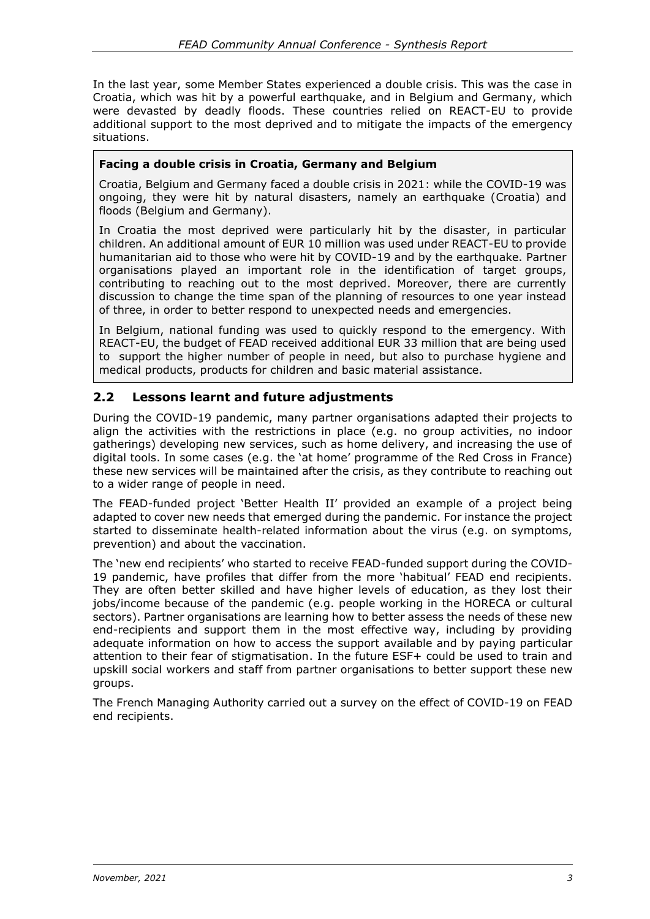In the last year, some Member States experienced a double crisis. This was the case in Croatia, which was hit by a powerful earthquake, and in Belgium and Germany, which were devastated by deadly floods. These countries relied on REACT-EU to provide additional support to the most deprived and to mitigate the impacts of the emergency situations.

**Facing a double crisis in Croatia, Germany and Belgium**

Croatia, Belgium and Germany faced a double crisis in 2021: while the COVID-19 was ongoing, they were hit by natural disasters, namely an earthquake (Croatia) and floods (Belgium and Germany).

In Croatia the most deprived were particularly hit by the disaster, in particular children. An additional amount of EUR 10 million was used under REACT-EU to provide humanitarian aid to those who were hit by COVID-19 and by the earthquake. Partner organisations played an important role in the identification of target groups, contributing to reaching out to the most deprived. Moreover, there are currently discussion to change the time span of the planning of resources to one year instead of three, in order to better respond to unexpected needs and emergencies.

In Belgium, national funding was used to quickly respond to the emergency. With REACT-EU, the budget of FEAD received additional EUR 33 million that are being used to support the higher number of people in need, but also to purchase hygiene and medical products, products for children and basic material assistance.

## 2.2 Lessons learnt and future adjustments

During the COVID-19 pandemic, many partner organisations adapted their projects to align the activities with the restrictions in place (e.g. no group activities, no indoor gatherings) developing new services, such as home delivery, and increasing the use of digital tools. In some cases (e.g. the 'at home' programme of the Red Cross in France) these new services will be maintained after the crisis, as they contribute to reaching out to a wider range of people in need.

The FEAD-funded project 'Better Health II' provided an example of a project being adapted to cover new needs that emerged during the pandemic. For instance the project started to disseminate health-related information about the virus (e.g. on symptoms, prevention) and about the vaccination.

The 'new end recipients' who started to receive FEAD-funded support during the COVID-19 pandemic, have profiles that differ from the more 'habitual' FEAD end recipients. They are often better skilled and have higher levels of education, as they lost their jobs/income because of the pandemic (e.g. people working in the HORECA or cultural sectors). Partner organisations are learning how to better assess the needs of these new end-recipients and support them in the most effective way, including by providing adequate information on how to access the support available and by paying particular attention to their fear of stigmatisation. In the future ESF+ could be used to train and upskill social workers and staff from partner organisations to better support these new groups.

The French Managing Authority carried out a survey on the effect of COVID-19 on FEAD end recipients.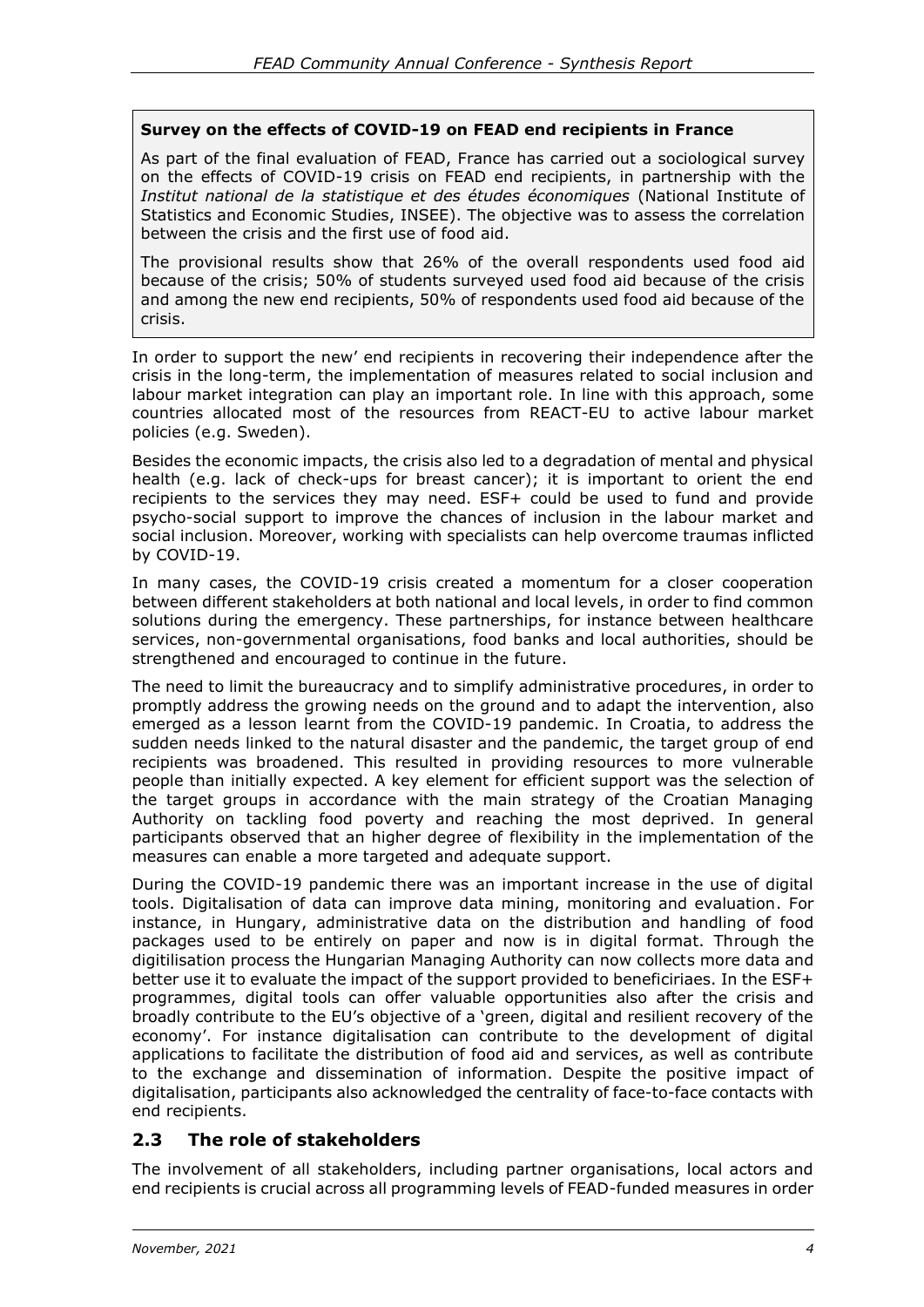**Survey on the effects of COVID-19 on FEAD end recipients in France**

As part of the final evaluation of FEAD, France has carried out a sociological survey on the effects of COVID-19 crisis on FEAD end recipients, in partnership with the *Institut national de la statistique et des études économiques* (National Institute of Statistics and Economic Studies, INSEE). The objective was to assess the correlation between the crisis and the first use of food aid.

The provisional results show that 26% of the overall respondents used food aid because of the crisis; 50% of students surveyed used food aid because of the crisis and among the new end recipients, 50% of respondents used food aid because of the crisis.

In order to support the new' end recipients in recovering their independence after the crisis in the long-term, the implementation of measures related to social inclusion and labour market integration can play an important role. In line with this approach, some countries allocated most of the resources from REACT-EU to active labour market policies (e.g. Sweden).

Besides the economic impacts, the crisis also led to a degradation of mental and physical health (e.g. lack of check-ups for breast cancer); it is important to orient the end recipients to the services they may need. ESF+ could be used to fund and provide psycho-social support to improve the chances of inclusion in the labour market and social inclusion. Moreover, working with specialists can help overcome traumas inflicted by COVID-19.

In many cases, the COVID-19 crisis created a momentum for a closer cooperation between different stakeholders at both national and local levels, in order to find common solutions during the emergency. These partnerships, for instance between healthcare services, non-governmental organisations, food banks and local authorities, should be strengthened and encouraged to continue in the future.

The need to limit the bureaucracy and to simplify administrative procedures, in order to promptly address the growing needs on the ground and to adapt the intervention, also emerged as a lesson learnt from the COVID-19 pandemic. In Croatia, to address the sudden needs linked to the natural disaster and the pandemic, the target group of end recipients was broadened. This resulted in providing resources to more vulnerable people than initially expected. A key element for efficient support was the selection of the target groups in accordance with the main strategy of the Croatian Managing Authority on tackling food poverty and reaching the most deprived. In general participants observed that an higher degree of flexibility in the implementation of the measures can enable a more targeted and adequate support.

During the COVID-19 pandemic there was an important increase in the use of digital tools. Digitalisation of data can improve data mining, monitoring and evaluation. For instance, in Hungary, administrative data on the distribution and handling of food packages used to be entirely on paper and now is in digital format. Through the digitilisation process the Hungarian Managing Authority can now collects more data and better use it to evaluate the impact of the support provided to beneficiriaes. In the ESF+ programmes, digital tools can offer valuable opportunities also after the crisis and broadly contribute to the EU's objective of a 'green, digital and resilient recovery of the economy'. For instance digitalisation can contribute to the development of digital applications to facilitate the distribution of food aid and services, as well as contribute to the exchange and dissemination of information. Despite the positive impact of digitalisation, participants also acknowledged the centrality of face-to-face contacts with end recipients.

## 2.3 The role of stakeholders

The involvement of all stakeholders, including partner organisations, local actors and end recipients is crucial across all programming levels of FEAD-funded measures in order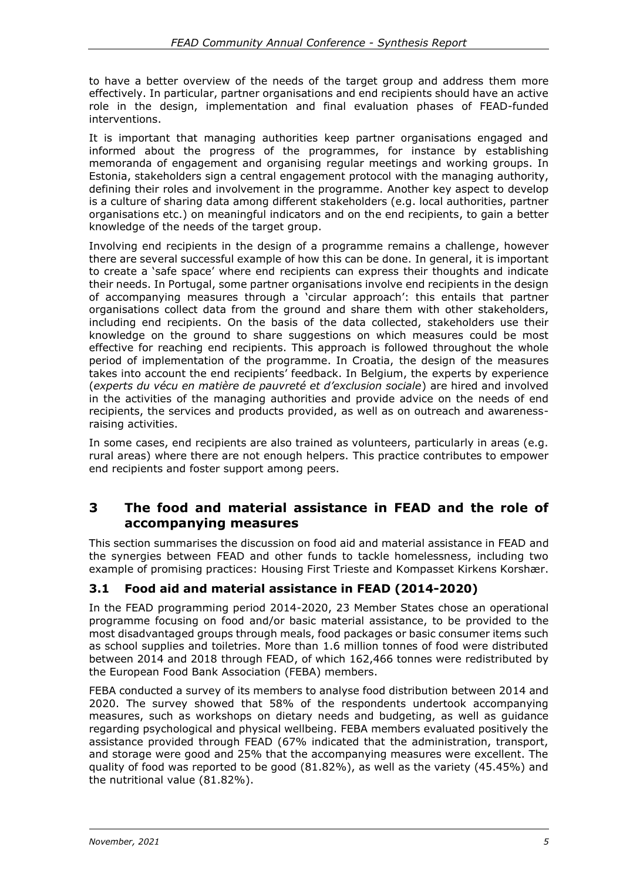to have a better overview of the needs of the target group and address them more effectively. In particular, partner organisations and end recipients should have an active role in the design, implementation and final evaluation phases of FEAD-funded interventions.

It is important that managing authorities keep partner organisations engaged and informed about the progress of the programmes, for instance by establishing memoranda of engagement and organising regular meetings and working groups. In Estonia, stakeholders sign a central engagement protocol with the managing authority, defining their roles and involvement in the programme. Another key aspect to develop is a culture of sharing data among different stakeholders (e.g. local authorities, partner organisations etc.) on meaningful indicators and on the end recipients, to gain a better knowledge of the needs of the target group.

Involving end recipients in the design of a programme remains a challenge, however there are several successful example of how this can be done. In general, it is important to create a 'safe space' where end recipients can express their thoughts and indicate their needs. In Portugal, some partner organisations involve end recipients in the design of accompanying measures through a 'circular approach': this entails that partner organisations collect data from the ground and share them with other stakeholders, including end recipients. On the basis of the data collected, stakeholders use their knowledge on the ground to share suggestions on which measures could be most effective for reaching end recipients. This approach is followed throughout the whole period of implementation of the programme. In Croatia, the design of the measures takes into account the end recipients' feedback. In Belgium, the experts by experience (*experts du vécu en matière de pauvreté et d'exclusion sociale*) are hired and involved in the activities of the managing authorities and provide advice on the needs of end recipients, the services and products provided, as well as on outreach and awareness-raising activities.

In some cases, end recipients are also trained as volunteers, particularly in areas (e.g. rural areas) where there are not enough helpers. This practice contributes to empower end recipients and foster support among peers.

# 3 The food and material assistance in FEAD and the role of accompanying measures

This section summarises the discussion on food aid and material assistance in FEAD and the synergies between FEAD and other funds to tackle homelessness, including two example of promising practices: Housing First Trieste and Kompasset Kirkens Korshær.

## 3.1 Food aid and material assistance in FEAD (2014-2020)

In the FEAD programming period 2014-2020, 23 Member States chose an operational programme focusing on food and/or basic material assistance, to be provided to the most disadvantaged groups through meals, food packages or basic consumer items such as school supplies and toiletries. More than 1.6 million tonnes of food were distributed between 2014 and 2018 through FEAD, of which 162,466 tonnes were redistributed by the European Food Bank Association (FEBA) members.

FEBA conducted a survey of its members to analyse food distribution between 2014 and 2020. The survey showed that 58% of the respondents undertook accompanying measures, such as workshops on dietary needs and budgeting, as well as guidance regarding psychological and physical wellbeing. FEBA members evaluated positively the assistance provided through FEAD (67% indicated that the administration, transport, and storage were good and 25% that the accompanying measures were excellent. The quality of food was reported to be good (81.82%), as well as the variety (45.45%) and the nutritional value (81.82%).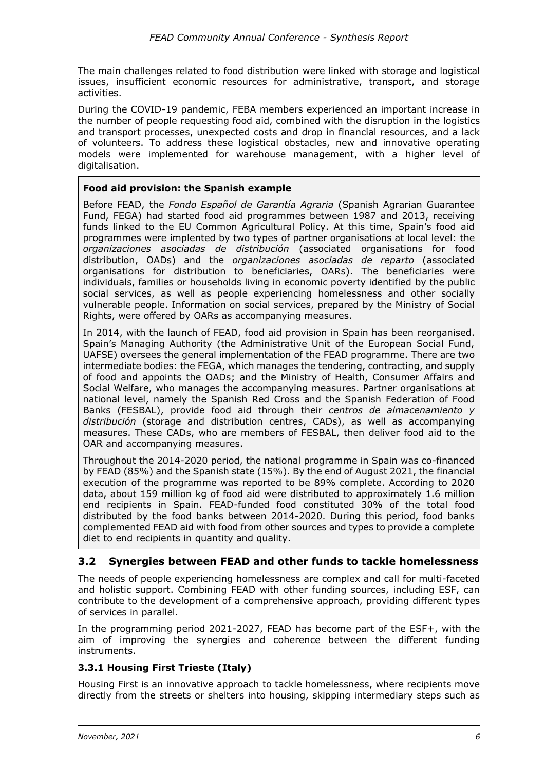The main challenges related to food distribution were linked with storage and logistical issues, insufficient economic resources for administrative, transport, and storage activities.

During the COVID-19 pandemic, FEBA members experienced an important increase in the number of people requesting food aid, combined with the disruption in the logistics and transport processes, unexpected costs and drop in financial resources, and a lack of volunteers. To address these logistical obstacles, new and innovative operating models were implemented for warehouse management, with a higher level of digitalisation.

**Food aid provision: the Spanish example**

Before FEAD, the *Fondo Español de Garantía Agraria* (Spanish Agrarian Guarantee Fund, FEGA) had started food aid programmes between 1987 and 2013, receiving funds linked to the EU Common Agricultural Policy. At this time, Spain's food aid programmes were implented by two types of partner organisations at local level: the *organizaciones asociadas de distribución* (associated organisations for food distribution, OADs) and the *organizaciones asociadas de reparto* (associated organisations for distribution to beneficiaries, OARs). The beneficiaries were individuals, families or households living in economic poverty identified by the public social services, as well as people experiencing homelessness and other socially vulnerable people. Information on social services, prepared by the Ministry of Social Rights, were offered by OARs as accompanying measures.

In 2014, with the launch of FEAD, food aid provision in Spain has been reorganised. Spain's Managing Authority (the Administrative Unit of the European Social Fund, UAFSE) oversees the general implementation of the FEAD programme. There are two intermediate bodies: the FEGA, which manages the tendering, contracting, and supply of food and appoints the OADs; and the Ministry of Health, Consumer Affairs and Social Welfare, who manages the accompanying measures. Partner organisations at national level, namely the Spanish Red Cross and the Spanish Federation of Food Banks (FESBAL), provide food aid through their *centros de almacenamiento y distribución* (storage and distribution centres, CADs), as well as accompanying measures. These CADs, who are members of FESBAL, then deliver food aid to the OAR and accompanying measures.

Throughout the 2014-2020 period, the national programme in Spain was co-financed by FEAD (85%) and the Spanish state (15%). By the end of August 2021, the financial execution of the programme was reported to be 89% complete. According to 2020 data, about 159 million kg of food aid were distributed to approximately 1.6 million end recipients in Spain. FEAD-funded food constituted 30% of the total food distributed by the food banks between 2014-2020. During this period, food banks complemented FEAD aid with food from other sources and types to provide a complete diet to end recipients in quantity and quality.

## 3.2 Synergies between FEAD and other funds to tackle homelessness

The needs of people experiencing homelessness are complex and call for multi-faceted and holistic support. Combining FEAD with other funding sources, including ESF, can contribute to the development of a comprehensive approach, providing different types of services in parallel.

In the programming period 2021-2027, FEAD has become part of the ESF+, with the aim of improving the synergies and coherence between the different funding instruments.

### 3.3.1 Housing First Trieste (Italy)

Housing First is an innovative approach to tackle homelessness, where recipients move directly from the streets or shelters into housing, skipping intermediary steps such as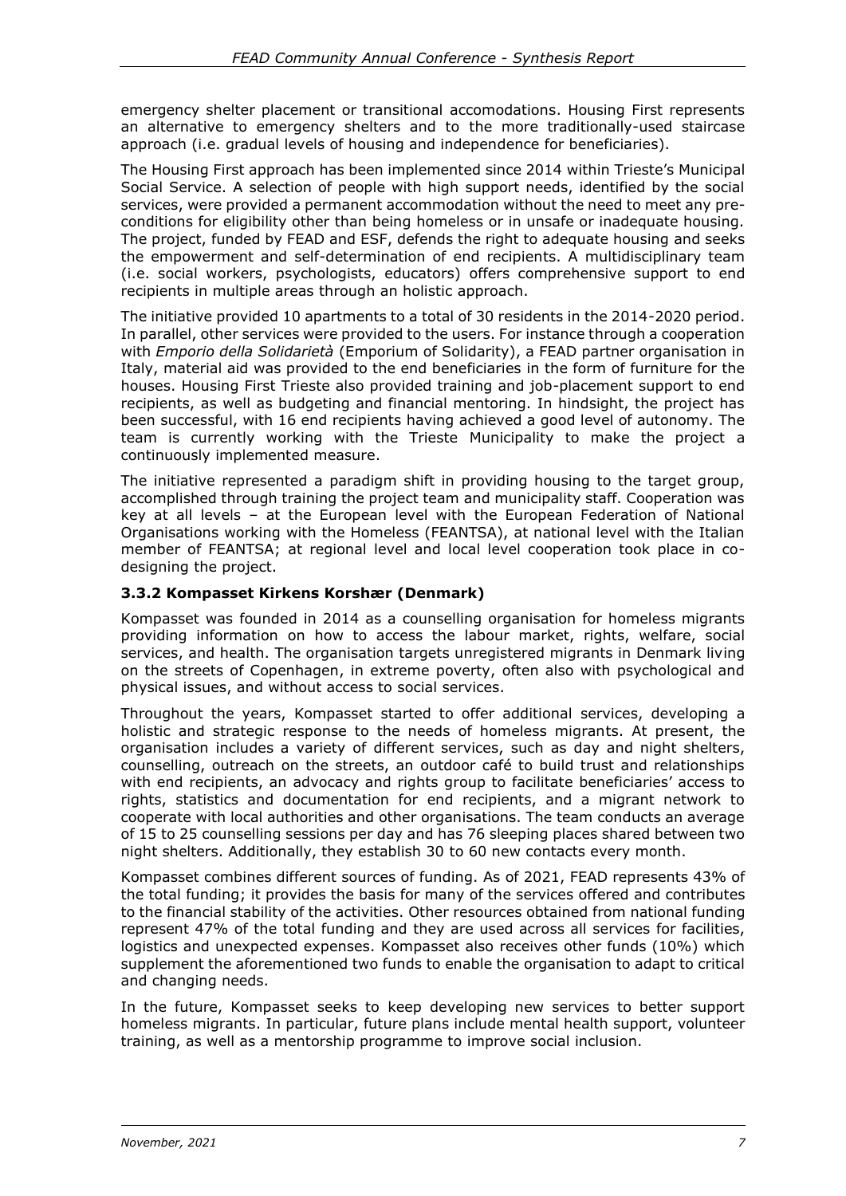emergency shelter placement or transitional accomodations. Housing First represents an alternative to emergency shelters and to the more traditionally-used staircase approach (i.e. gradual levels of housing and independence for beneficiaries).

The Housing First approach has been implemented since 2014 within Trieste's Municipal Social Service. A selection of people with high support needs, identified by the social services, were provided a permanent accommodation without the need to meet any pre-conditions for eligibility other than being homeless or in unsafe or inadequate housing. The project, funded by FEAD and ESF, defends the right to adequate housing and seeks the empowerment and self-determination of end recipients. A multidisciplinary team (i.e. social workers, psychologists, educators) offers comprehensive support to end recipients in multiple areas through an holistic approach.

The initiative provided 10 apartments to a total of 30 residents in the 2014-2020 period. In parallel, other services were provided to the users. For instance through a cooperation with *Emporio della Solidarietà* (Emporium of Solidarity), a FEAD partner organisation in Italy, material aid was provided to the end beneficiaries in the form of furniture for the houses. Housing First Trieste also provided training and job-placement support to end recipients, as well as budgeting and financial mentoring. In hindsight, the project has been successful, with 16 end recipients having achieved a good level of autonomy. The team is currently working with the Trieste Municipality to make the project a continuously implemented measure.

The initiative represented a paradigm shift in providing housing to the target group, accomplished through training the project team and municipality staff. Cooperation was key at all levels – at the European level with the European Federation of National Organisations working with the Homeless (FEANTSA), at national level with the Italian member of FEANTSA; at regional level and local level cooperation took place in co-designing the project.

### 3.3.2 Kompasset Kirkens Korshær (Denmark)

Kompasset was founded in 2014 as a counselling organisation for homeless migrants providing information on how to access the labour market, rights, welfare, social services, and health. The organisation targets unregistered migrants in Denmark living on the streets of Copenhagen, in extreme poverty, often also with psychological and physical issues, and without access to social services.

Throughout the years, Kompasset started to offer additional services, developing a holistic and strategic response to the needs of homeless migrants. At present, the organisation includes a variety of different services, such as day and night shelters, counselling, outreach on the streets, an outdoor café to build trust and relationships with end recipients, an advocacy and rights group to facilitate beneficiaries' access to rights, statistics and documentation for end recipients, and a migrant network to cooperate with local authorities and other organisations. The team conducts an average of 15 to 25 counselling sessions per day and has 76 sleeping places shared between two night shelters. Additionally, they establish 30 to 60 new contacts every month.

Kompasset combines different sources of funding. As of 2021, FEAD represents 43% of the total funding; it provides the basis for many of the services offered and contributes to the financial stability of the activities. Other resources obtained from national funding represent 47% of the total funding and they are used across all services for facilities, logistics and unexpected expenses. Kompasset also receives other funds (10%) which supplement the aforementioned two funds to enable the organisation to adapt to critical and changing needs.

In the future, Kompasset seeks to keep developing new services to better support homeless migrants. In particular, future plans include mental health support, volunteer training, as well as a mentorship programme to improve social inclusion.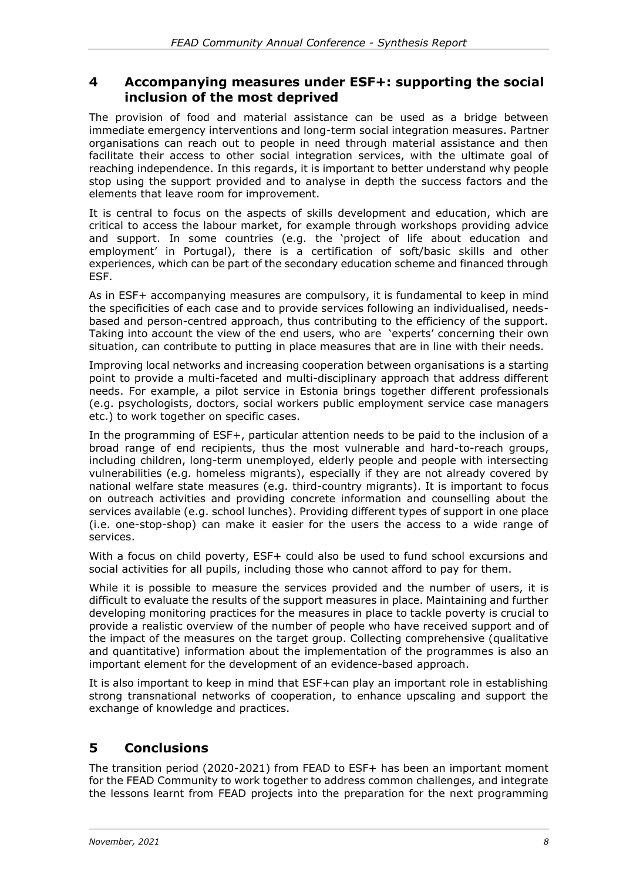## 4 Accompanying measures under ESF+: supporting the social inclusion of the most deprived

The provision of food and material assistance can be used as a bridge between immediate emergency interventions and long-term social integration measures. Partner organisations can reach out to people in need through material assistance and then facilitate their access to other social integration services, with the ultimate goal of reaching independence. In this regards, it is important to better understand why people stop using the support provided and to analyse in depth the success factors and the elements that leave room for improvement.

It is central to focus on the aspects of skills development and education, which are critical to access the labour market, for example through workshops providing advice and support. In some countries (e.g. the 'project of life about education and employment' in Portugal), there is a certification of soft/basic skills and other experiences, which can be part of the secondary education scheme and financed through ESF.

As in ESF+ accompanying measures are compulsory, it is fundamental to keep in mind the specificities of each case and to provide services following an individualised, needs-based and person-centred approach, thus contributing to the efficiency of the support. Taking into account the view of the end users, who are 'experts' concerning their own situation, can contribute to putting in place measures that are in line with their needs.

Improving local networks and increasing cooperation between organisations is a starting point to provide a multi-faceted and multi-disciplinary approach that address different needs. For example, a pilot service in Estonia brings together different professionals (e.g. psychologists, doctors, social workers public employment service case managers etc.) to work together on specific cases.

In the programming of ESF+, particular attention needs to be paid to the inclusion of a broad range of end recipients, thus the most vulnerable and hard-to-reach groups, including children, long-term unemployed, elderly people and people with intersecting vulnerabilities (e.g. homeless migrants), especially if they are not already covered by national welfare state measures (e.g. third-country migrants). It is important to focus on outreach activities and providing concrete information and counselling about the services available (e.g. school lunches). Providing different types of support in one place (i.e. one-stop-shop) can make it easier for the users the access to a wide range of services.

With a focus on child poverty, ESF+ could also be used to fund school excursions and social activities for all pupils, including those who cannot afford to pay for them.

While it is possible to measure the services provided and the number of users, it is difficult to evaluate the results of the support measures in place. Maintaining and further developing monitoring practices for the measures in place to tackle poverty is crucial to provide a realistic overview of the number of people who have received support and of the impact of the measures on the target group. Collecting comprehensive (qualitative and quantitative) information about the implementation of the programmes is also an important element for the development of an evidence-based approach.

It is also important to keep in mind that ESF+can play an important role in establishing strong transnational networks of cooperation, to enhance upscaling and support the exchange of knowledge and practices.

## 5 Conclusions

The transition period (2020-2021) from FEAD to ESF+ has been an important moment for the FEAD Community to work together to address common challenges, and integrate the lessons learnt from FEAD projects into the preparation for the next programming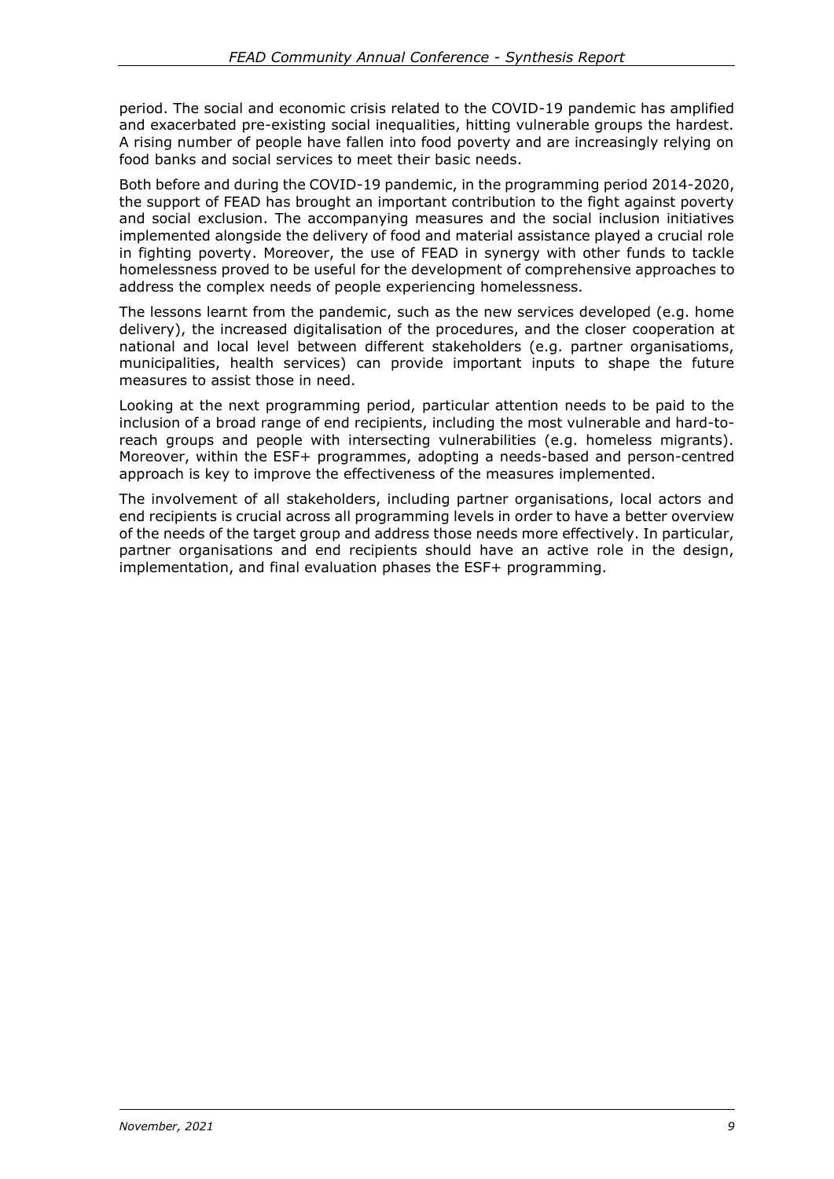period. The social and economic crisis related to the COVID-19 pandemic has amplified and exacerbated pre-existing social inequalities, hitting vulnerable groups the hardest. A rising number of people have fallen into food poverty and are increasingly relying on food banks and social services to meet their basic needs.

Both before and during the COVID-19 pandemic, in the programming period 2014-2020, the support of FEAD has brought an important contribution to the fight against poverty and social exclusion. The accompanying measures and the social inclusion initiatives implemented alongside the delivery of food and material assistance played a crucial role in fighting poverty. Moreover, the use of FEAD in synergy with other funds to tackle homelessness proved to be useful for the development of comprehensive approaches to address the complex needs of people experiencing homelessness.

The lessons learnt from the pandemic, such as the new services developed (e.g. home delivery), the increased digitalisation of the procedures, and the closer cooperation at national and local level between different stakeholders (e.g. partner organisatioms, municipalities, health services) can provide important inputs to shape the future measures to assist those in need.

Looking at the next programming period, particular attention needs to be paid to the inclusion of a broad range of end recipients, including the most vulnerable and hard-to-reach groups and people with intersecting vulnerabilities (e.g. homeless migrants). Moreover, within the ESF+ programmes, adopting a needs-based and person-centred approach is key to improve the effectiveness of the measures implemented.

The involvement of all stakeholders, including partner organisations, local actors and end recipients is crucial across all programming levels in order to have a better overview of the needs of the target group and address those needs more effectively. In particular, partner organisations and end recipients should have an active role in the design, implementation, and final evaluation phases the ESF+ programming.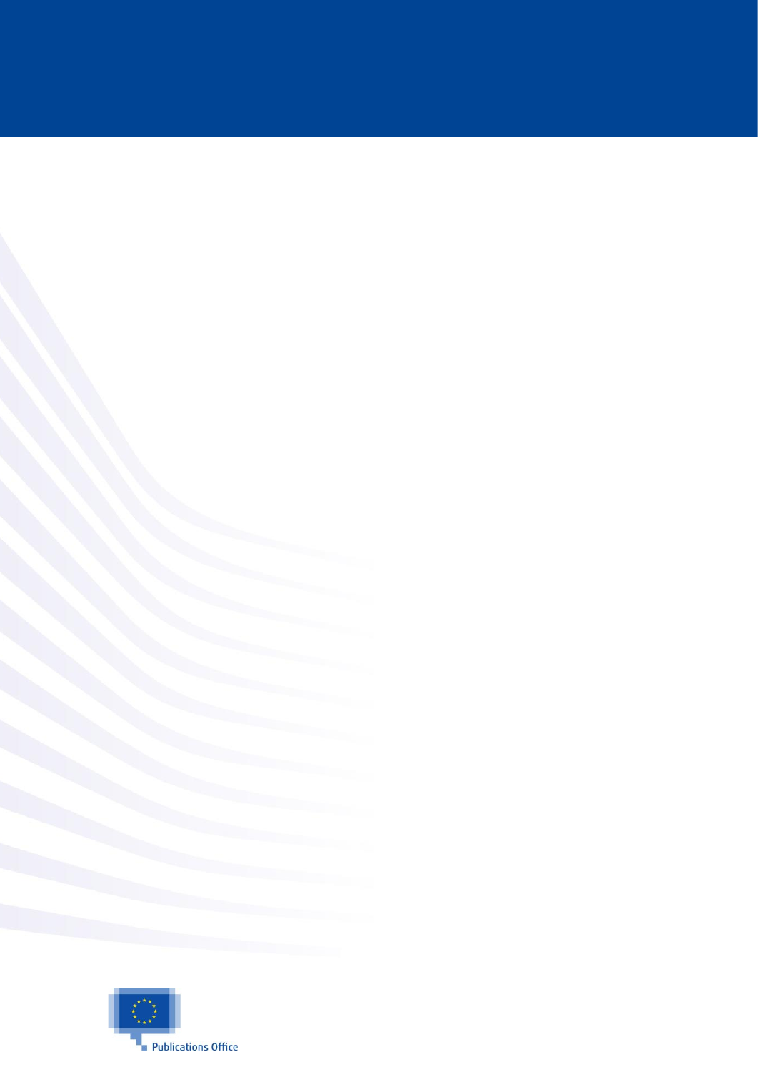Publications Office